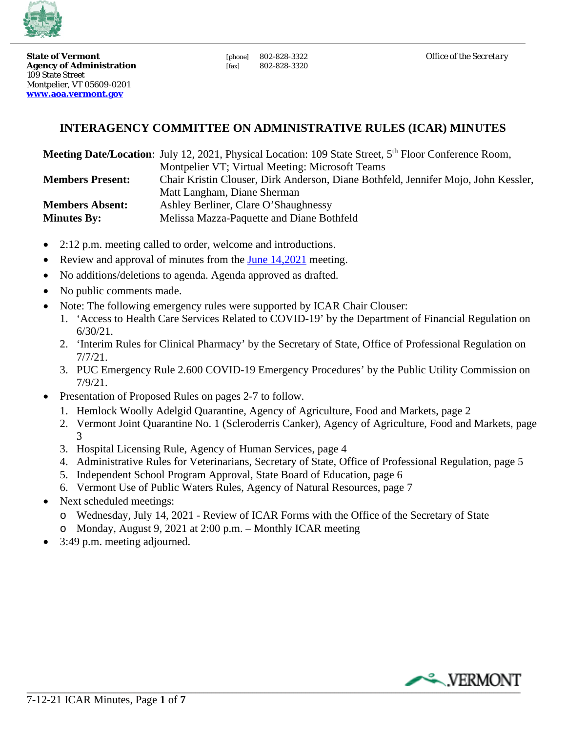**State of Vermont**
**Agency of Administration**
109 State Street
Montpelier, VT 05609-0201
**www.aoa.vermont.gov**

[phone] 802-828-3322
[fax] 802-828-3320

*Office of the Secretary*

## INTERAGENCY COMMITTEE ON ADMINISTRATIVE RULES (ICAR) MINUTES

| | |
|---|---|
| **Meeting Date/Location**: | July 12, 2021, Physical Location: 109 State Street, 5th Floor Conference Room, Montpelier VT; Virtual Meeting: Microsoft Teams |
| **Members Present:** | Chair Kristin Clouser, Dirk Anderson, Diane Bothfeld, Jennifer Mojo, John Kessler, Matt Langham, Diane Sherman |
| **Members Absent:** | Ashley Berliner, Clare O'Shaughnessy |
| **Minutes By:** | Melissa Mazza-Paquette and Diane Bothfeld |

- 2:12 p.m. meeting called to order, welcome and introductions.
- Review and approval of minutes from the June 14,2021 meeting.
- No additions/deletions to agenda. Agenda approved as drafted.
- No public comments made.
- Note: The following emergency rules were supported by ICAR Chair Clouser:
  1. 'Access to Health Care Services Related to COVID-19' by the Department of Financial Regulation on 6/30/21.
  2. 'Interim Rules for Clinical Pharmacy' by the Secretary of State, Office of Professional Regulation on 7/7/21.
  3. PUC Emergency Rule 2.600 COVID-19 Emergency Procedures' by the Public Utility Commission on 7/9/21.
- Presentation of Proposed Rules on pages 2-7 to follow.
  1. Hemlock Woolly Adelgid Quarantine, Agency of Agriculture, Food and Markets, page 2
  2. Vermont Joint Quarantine No. 1 (Scleroderris Canker), Agency of Agriculture, Food and Markets, page 3
  3. Hospital Licensing Rule, Agency of Human Services, page 4
  4. Administrative Rules for Veterinarians, Secretary of State, Office of Professional Regulation, page 5
  5. Independent School Program Approval, State Board of Education, page 6
  6. Vermont Use of Public Waters Rules, Agency of Natural Resources, page 7
- Next scheduled meetings:
  - Wednesday, July 14, 2021 - Review of ICAR Forms with the Office of the Secretary of State
  - Monday, August 9, 2021 at 2:00 p.m. – Monthly ICAR meeting
- 3:49 p.m. meeting adjourned.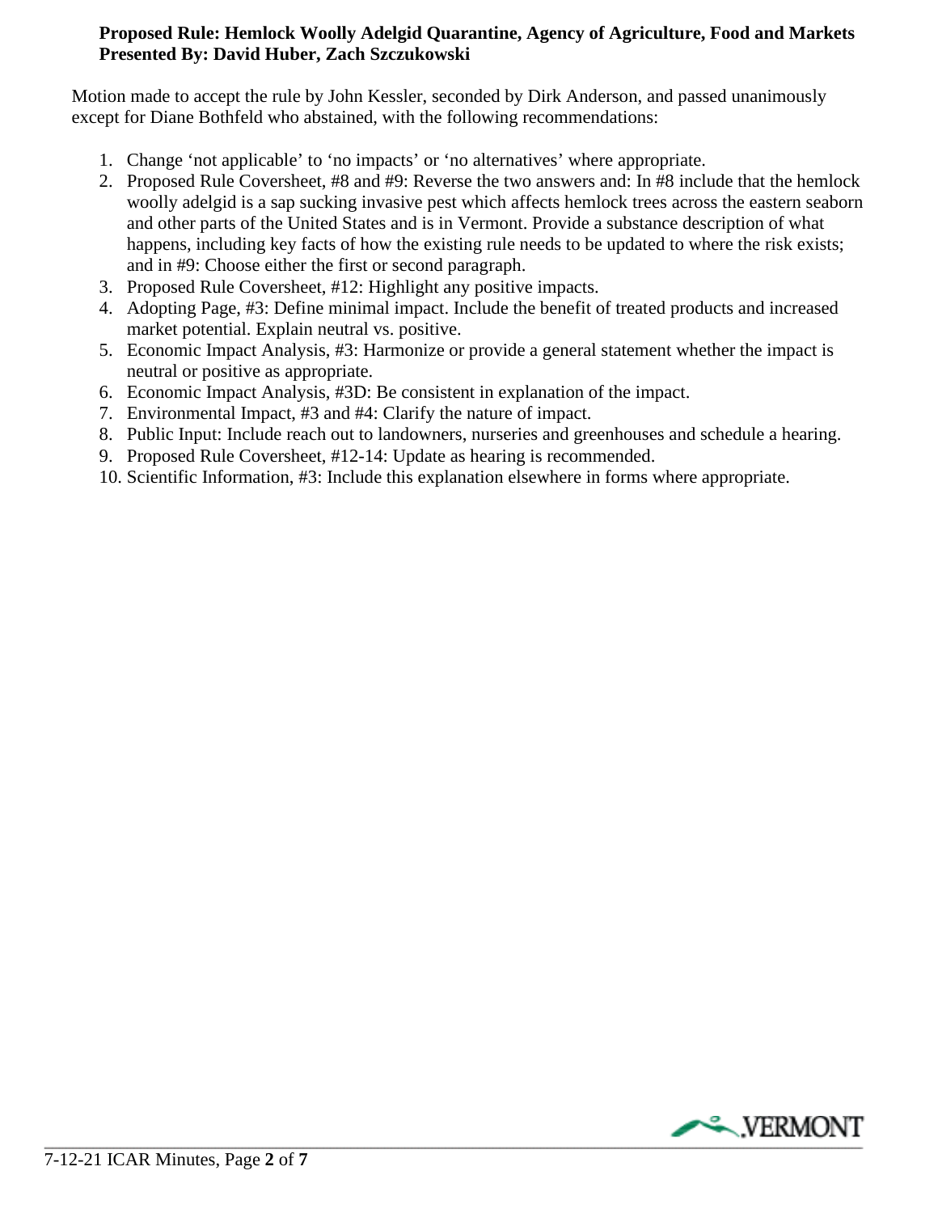**Proposed Rule: Hemlock Woolly Adelgid Quarantine, Agency of Agriculture, Food and Markets**
**Presented By: David Huber, Zach Szczukowski**

Motion made to accept the rule by John Kessler, seconded by Dirk Anderson, and passed unanimously except for Diane Bothfeld who abstained, with the following recommendations:

1. Change 'not applicable' to 'no impacts' or 'no alternatives' where appropriate.
2. Proposed Rule Coversheet, #8 and #9: Reverse the two answers and: In #8 include that the hemlock woolly adelgid is a sap sucking invasive pest which affects hemlock trees across the eastern seaborn and other parts of the United States and is in Vermont. Provide a substance description of what happens, including key facts of how the existing rule needs to be updated to where the risk exists; and in #9: Choose either the first or second paragraph.
3. Proposed Rule Coversheet, #12: Highlight any positive impacts.
4. Adopting Page, #3: Define minimal impact. Include the benefit of treated products and increased market potential. Explain neutral vs. positive.
5. Economic Impact Analysis, #3: Harmonize or provide a general statement whether the impact is neutral or positive as appropriate.
6. Economic Impact Analysis, #3D: Be consistent in explanation of the impact.
7. Environmental Impact, #3 and #4: Clarify the nature of impact.
8. Public Input: Include reach out to landowners, nurseries and greenhouses and schedule a hearing.
9. Proposed Rule Coversheet, #12-14: Update as hearing is recommended.
10. Scientific Information, #3: Include this explanation elsewhere in forms where appropriate.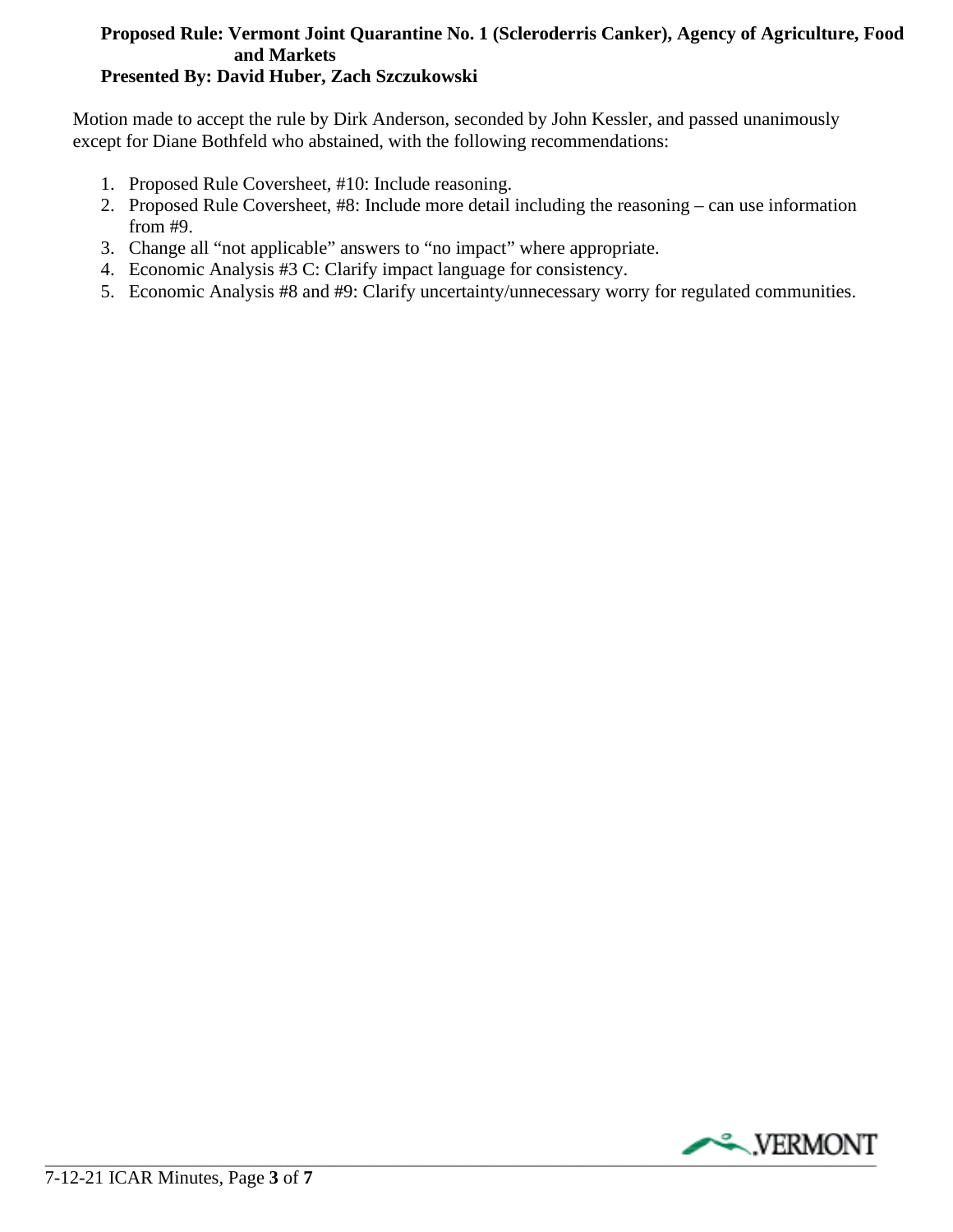**Proposed Rule: Vermont Joint Quarantine No. 1 (Scleroderris Canker), Agency of Agriculture, Food and Markets**
**Presented By: David Huber, Zach Szczukowski**

Motion made to accept the rule by Dirk Anderson, seconded by John Kessler, and passed unanimously except for Diane Bothfeld who abstained, with the following recommendations:

1. Proposed Rule Coversheet, #10: Include reasoning.
2. Proposed Rule Coversheet, #8: Include more detail including the reasoning – can use information from #9.
3. Change all "not applicable" answers to "no impact" where appropriate.
4. Economic Analysis #3 C: Clarify impact language for consistency.
5. Economic Analysis #8 and #9: Clarify uncertainty/unnecessary worry for regulated communities.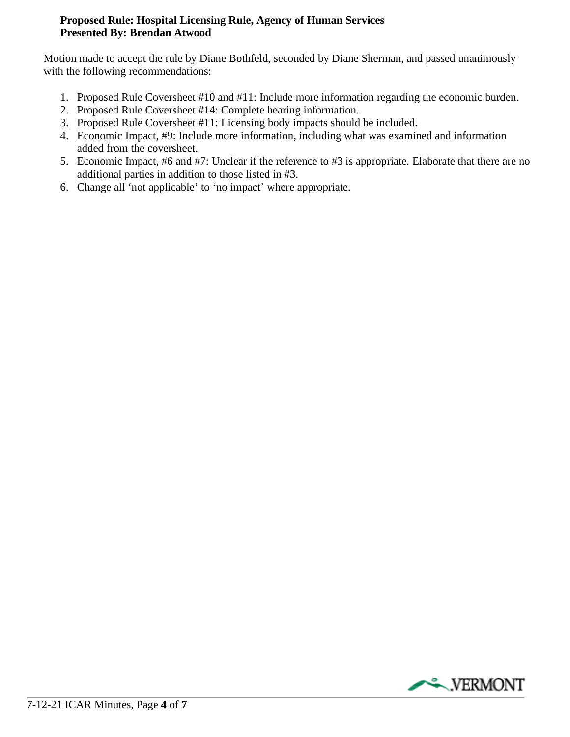**Proposed Rule: Hospital Licensing Rule, Agency of Human Services**
**Presented By: Brendan Atwood**

Motion made to accept the rule by Diane Bothfeld, seconded by Diane Sherman, and passed unanimously with the following recommendations:

1. Proposed Rule Coversheet #10 and #11: Include more information regarding the economic burden.
2. Proposed Rule Coversheet #14: Complete hearing information.
3. Proposed Rule Coversheet #11: Licensing body impacts should be included.
4. Economic Impact, #9: Include more information, including what was examined and information added from the coversheet.
5. Economic Impact, #6 and #7: Unclear if the reference to #3 is appropriate. Elaborate that there are no additional parties in addition to those listed in #3.
6. Change all 'not applicable' to 'no impact' where appropriate.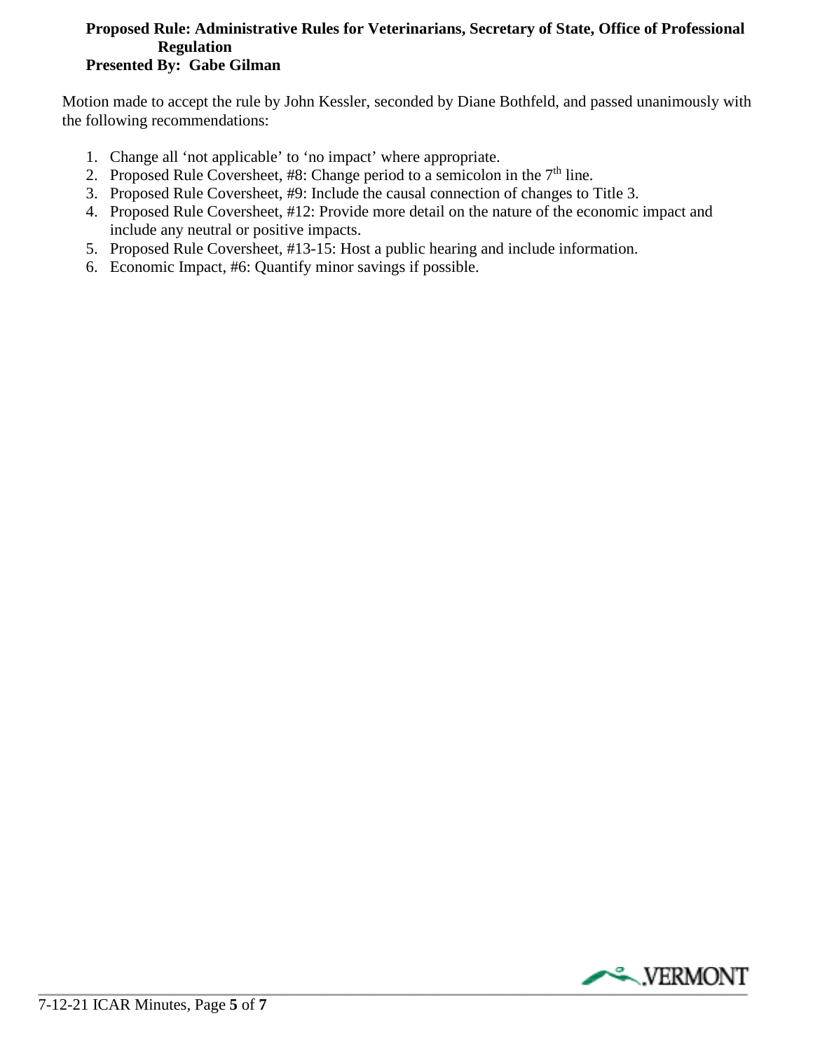**Proposed Rule: Administrative Rules for Veterinarians, Secretary of State, Office of Professional Regulation**
**Presented By: Gabe Gilman**

Motion made to accept the rule by John Kessler, seconded by Diane Bothfeld, and passed unanimously with the following recommendations:

1. Change all 'not applicable' to 'no impact' where appropriate.
2. Proposed Rule Coversheet, #8: Change period to a semicolon in the 7th line.
3. Proposed Rule Coversheet, #9: Include the causal connection of changes to Title 3.
4. Proposed Rule Coversheet, #12: Provide more detail on the nature of the economic impact and include any neutral or positive impacts.
5. Proposed Rule Coversheet, #13-15: Host a public hearing and include information.
6. Economic Impact, #6: Quantify minor savings if possible.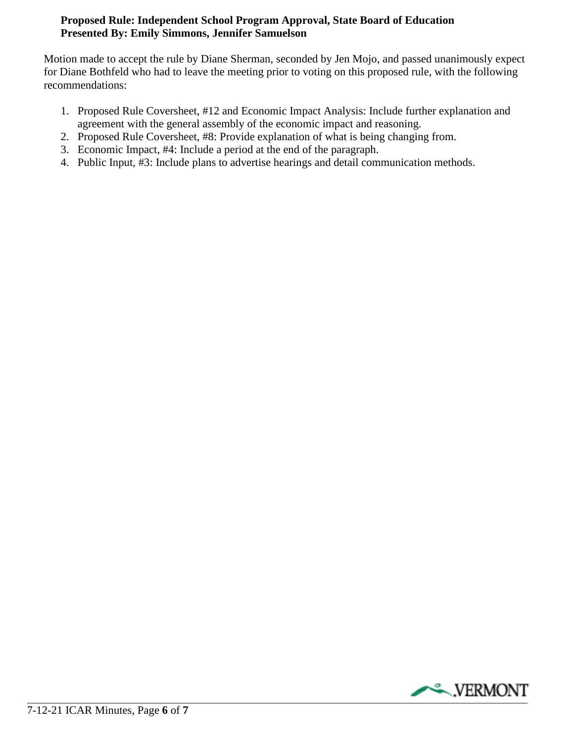**Proposed Rule: Independent School Program Approval, State Board of Education**
**Presented By: Emily Simmons, Jennifer Samuelson**

Motion made to accept the rule by Diane Sherman, seconded by Jen Mojo, and passed unanimously expect for Diane Bothfeld who had to leave the meeting prior to voting on this proposed rule, with the following recommendations:

1. Proposed Rule Coversheet, #12 and Economic Impact Analysis: Include further explanation and agreement with the general assembly of the economic impact and reasoning.
2. Proposed Rule Coversheet, #8: Provide explanation of what is being changing from.
3. Economic Impact, #4: Include a period at the end of the paragraph.
4. Public Input, #3: Include plans to advertise hearings and detail communication methods.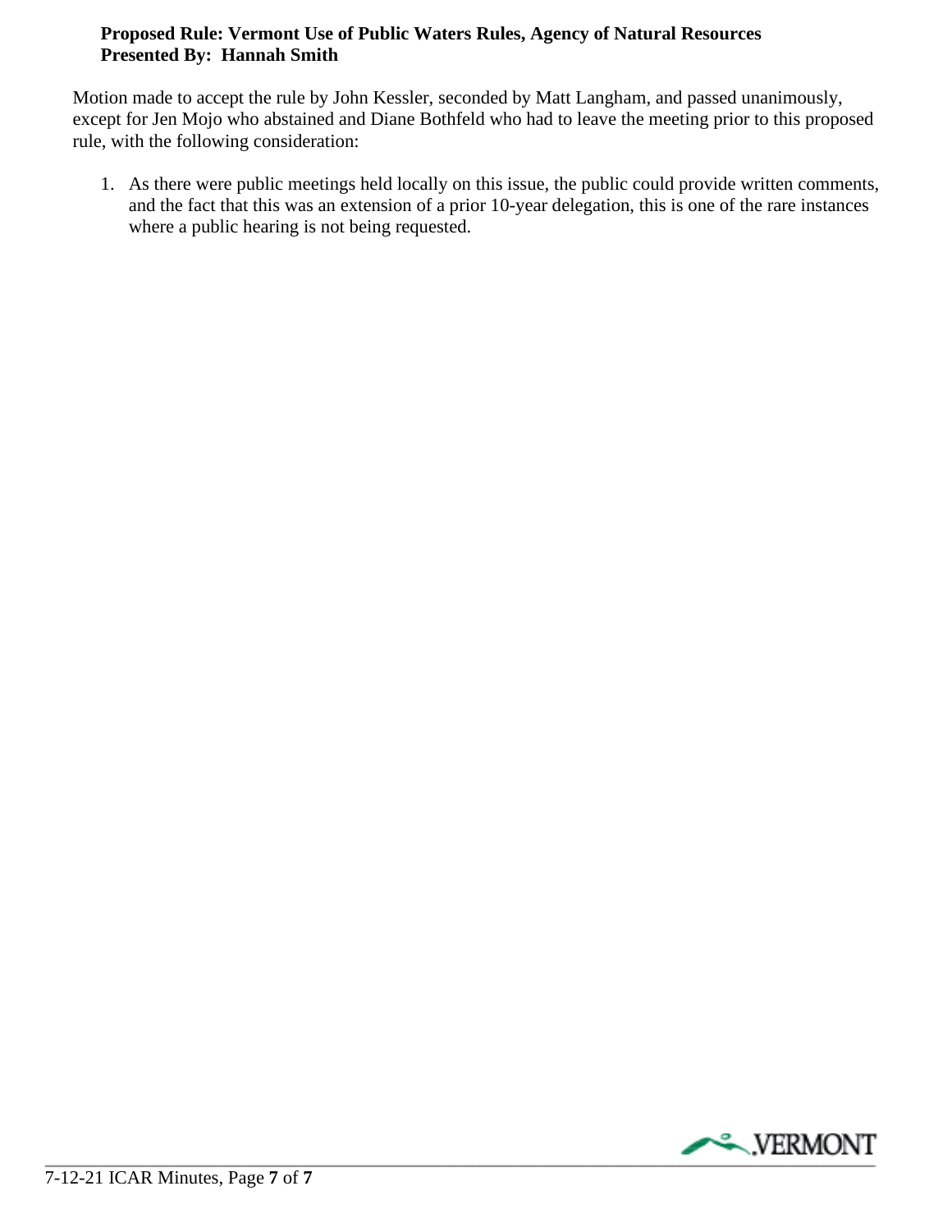**Proposed Rule: Vermont Use of Public Waters Rules, Agency of Natural Resources**
**Presented By: Hannah Smith**

Motion made to accept the rule by John Kessler, seconded by Matt Langham, and passed unanimously, except for Jen Mojo who abstained and Diane Bothfeld who had to leave the meeting prior to this proposed rule, with the following consideration:

1. As there were public meetings held locally on this issue, the public could provide written comments, and the fact that this was an extension of a prior 10-year delegation, this is one of the rare instances where a public hearing is not being requested.